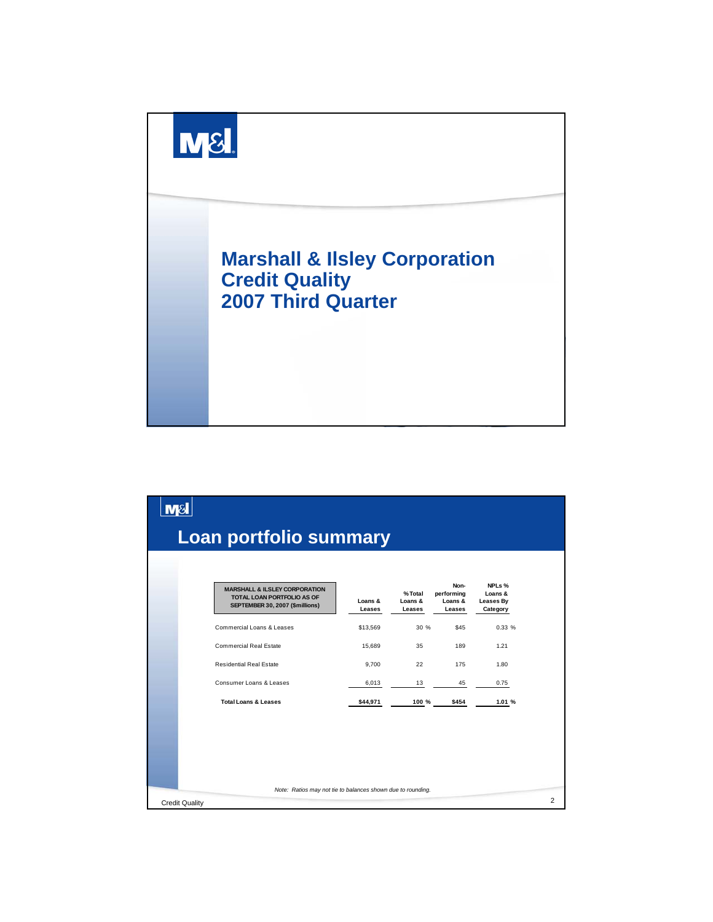# Marshall & Ilsley Corporation Credit Quality 2007 Third Quarter

## Loan portfolio summary

| MARSHALL & ILSLEY CORPORATION TOTAL LOAN PORTFOLIO AS OF SEPTEMBER 30, 2007 ($millions) | Loans & Leases | % Total Loans & Leases | Non-performing Loans & Leases | NPLs % Loans & Leases By Category |
|---|---|---|---|---|
| Commercial Loans & Leases | $13,569 | 30 % | $45 | 0.33 % |
| Commercial Real Estate | 15,689 | 35 | 189 | 1.21 |
| Residential Real Estate | 9,700 | 22 | 175 | 1.80 |
| Consumer Loans & Leases | 6,013 | 13 | 45 | 0.75 |
| **Total Loans & Leases** | **$44,971** | **100 %** | **$454** | **1.01 %** |

*Note: Ratios may not tie to balances shown due to rounding.*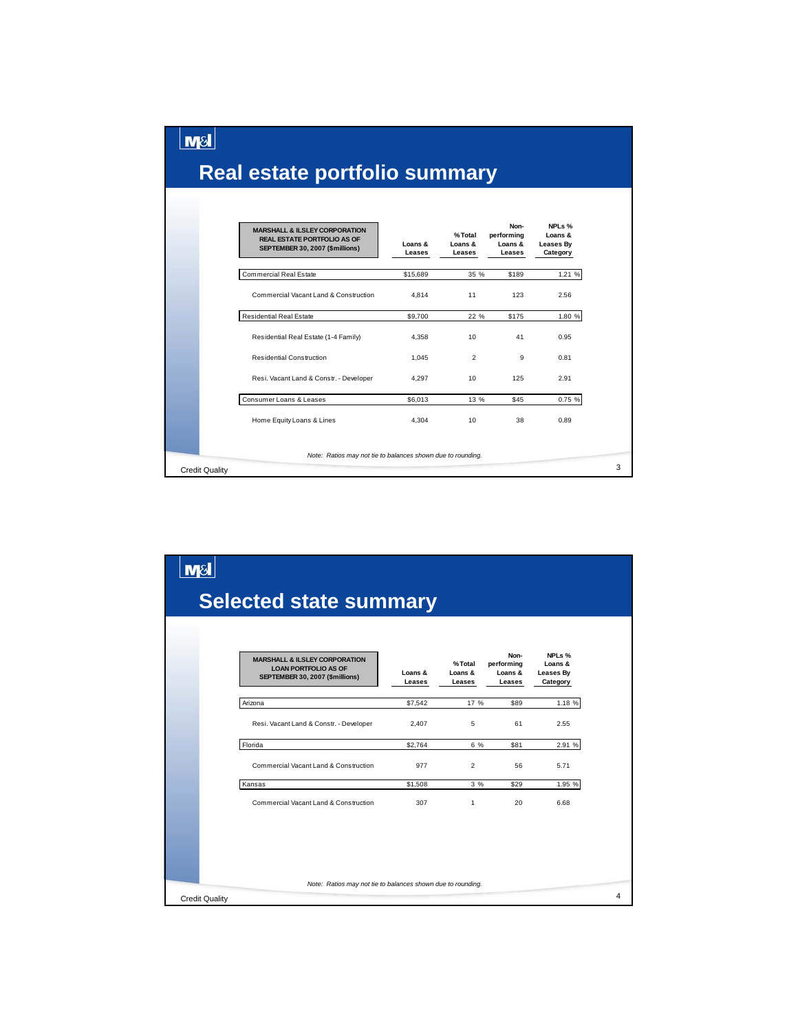# Real estate portfolio summary

| MARSHALL & ILSLEY CORPORATION REAL ESTATE PORTFOLIO AS OF SEPTEMBER 30, 2007 ($millions) | Loans & Leases | % Total Loans & Leases | Non-performing Loans & Leases | NPLs % Loans & Leases By Category |
|---|---|---|---|---|
| Commercial Real Estate | $15,689 | 35 % | $189 | 1.21 % |
| Commercial Vacant Land & Construction | 4,814 | 11 | 123 | 2.56 |
| Residential Real Estate | $9,700 | 22 % | $175 | 1.80 % |
| Residential Real Estate (1-4 Family) | 4,358 | 10 | 41 | 0.95 |
| Residential Construction | 1,045 | 2 | 9 | 0.81 |
| Resi. Vacant Land & Constr. - Developer | 4,297 | 10 | 125 | 2.91 |
| Consumer Loans & Leases | $6,013 | 13 % | $45 | 0.75 % |
| Home Equity Loans & Lines | 4,304 | 10 | 38 | 0.89 |

*Note: Ratios may not tie to balances shown due to rounding.*

Credit Quality

# Selected state summary

| MARSHALL & ILSLEY CORPORATION LOAN PORTFOLIO AS OF SEPTEMBER 30, 2007 ($millions) | Loans & Leases | % Total Loans & Leases | Non-performing Loans & Leases | NPLs % Loans & Leases By Category |
|---|---|---|---|---|
| Arizona | $7,542 | 17 % | $89 | 1.18 % |
| Resi. Vacant Land & Constr. - Developer | 2,407 | 5 | 61 | 2.55 |
| Florida | $2,764 | 6 % | $81 | 2.91 % |
| Commercial Vacant Land & Construction | 977 | 2 | 56 | 5.71 |
| Kansas | $1,508 | 3 % | $29 | 1.95 % |
| Commercial Vacant Land & Construction | 307 | 1 | 20 | 6.68 |

*Note: Ratios may not tie to balances shown due to rounding.*

Credit Quality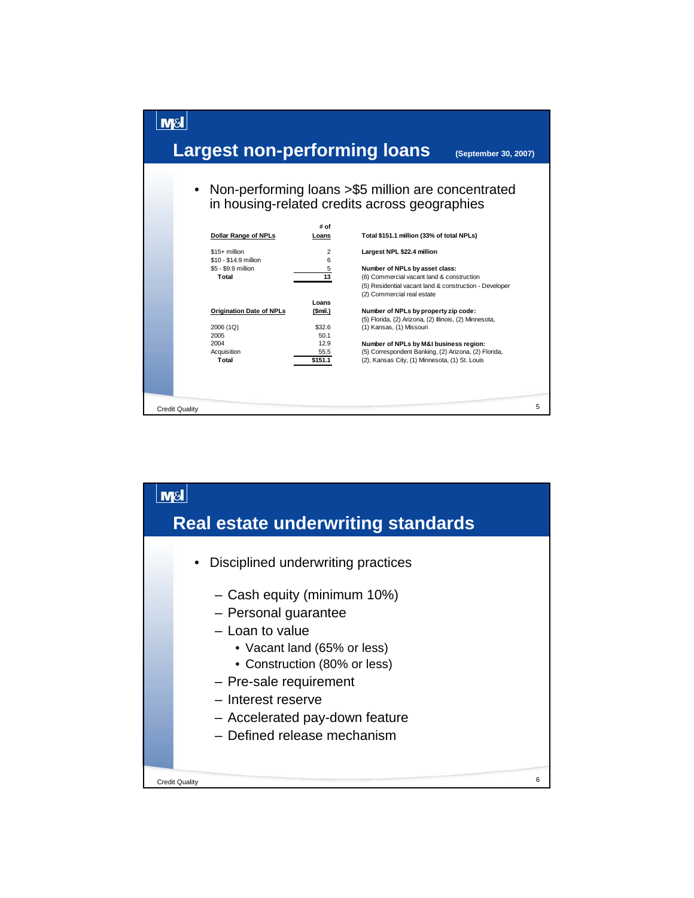## Largest non-performing loans (September 30, 2007)

- Non-performing loans >$5 million are concentrated in housing-related credits across geographies

| Dollar Range of NPLs | # of Loans |
|---|---|
| $15+ million | 2 |
| $10 - $14.9 million | 6 |
| $5 - $9.9 million | 5 |
| Total | 13 |

| Origination Date of NPLs | Loans ($mil.) |
|---|---|
| 2006 (1Q) | $32.6 |
| 2005 | 50.1 |
| 2004 | 12.9 |
| Acquisition | 55.5 |
| Total | $151.1 |

**Total $151.1 million (33% of total NPLs)**

**Largest NPL $22.4 million**

**Number of NPLs by asset class:**
(6) Commercial vacant land & construction
(5) Residential vacant land & construction - Developer
(2) Commercial real estate

**Number of NPLs by property zip code:**
(5) Florida, (2) Arizona, (2) Illinois, (2) Minnesota, (1) Kansas, (1) Missouri

**Number of NPLs by M&I business region:**
(5) Correspondent Banking, (2) Arizona, (2) Florida, (2), Kansas City, (1) Minnesota, (1) St. Louis

## Real estate underwriting standards

- Disciplined underwriting practices
  - Cash equity (minimum 10%)
  - Personal guarantee
  - Loan to value
    - Vacant land (65% or less)
    - Construction (80% or less)
  - Pre-sale requirement
  - Interest reserve
  - Accelerated pay-down feature
  - Defined release mechanism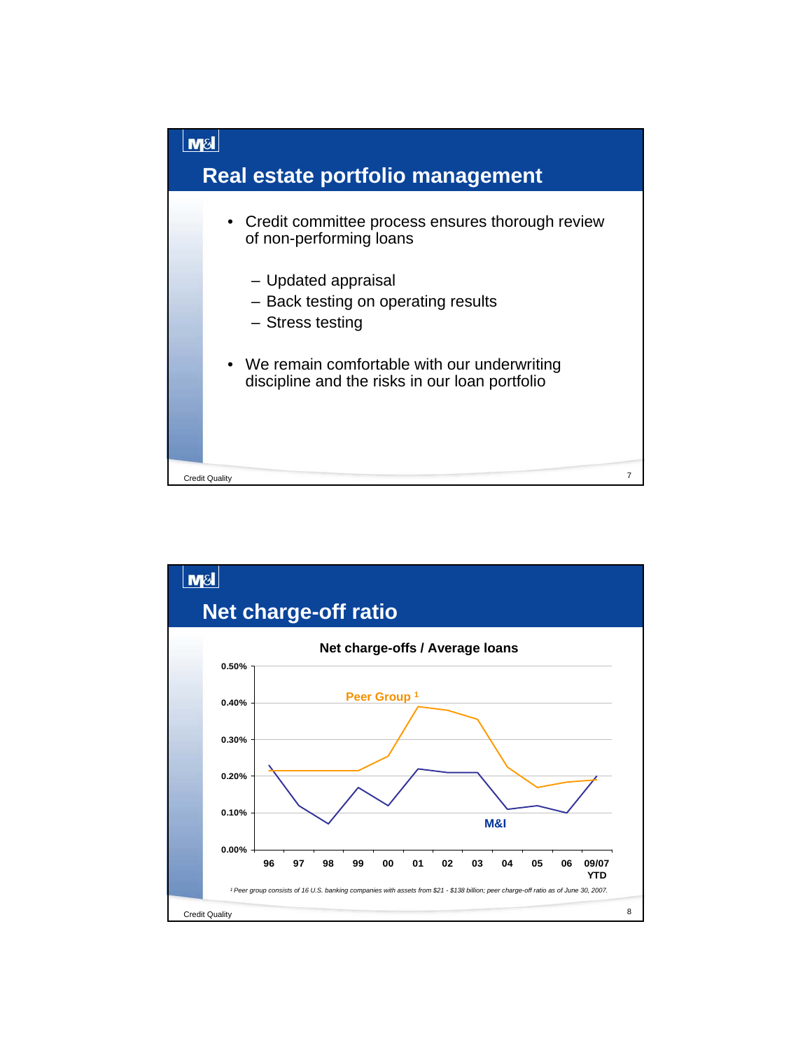## Real estate portfolio management

- Credit committee process ensures thorough review of non-performing loans
  - Updated appraisal
  - Back testing on operating results
  - Stress testing
- We remain comfortable with our underwriting discipline and the risks in our loan portfolio

## Net charge-off ratio

**Net charge-offs / Average loans**

| Year | Peer Group[1] | M&I |
|---|---|---|
| 96 | 0.215% | 0.23% |
| 97 | 0.215% | 0.12% |
| 98 | 0.215% | 0.07% |
| 99 | 0.215% | 0.17% |
| 00 | 0.255% | 0.12% |
| 01 | 0.39% | 0.22% |
| 02 | 0.38% | 0.21% |
| 03 | 0.355% | 0.21% |
| 04 | 0.225% | 0.11% |
| 05 | 0.17% | 0.12% |
| 06 | 0.185% | 0.10% |
| 09/07 YTD | 0.19% | 0.20% |

*Values estimated from chart.*

*[1] Peer group consists of 16 U.S. banking companies with assets from $21 - $138 billion; peer charge-off ratio as of June 30, 2007.*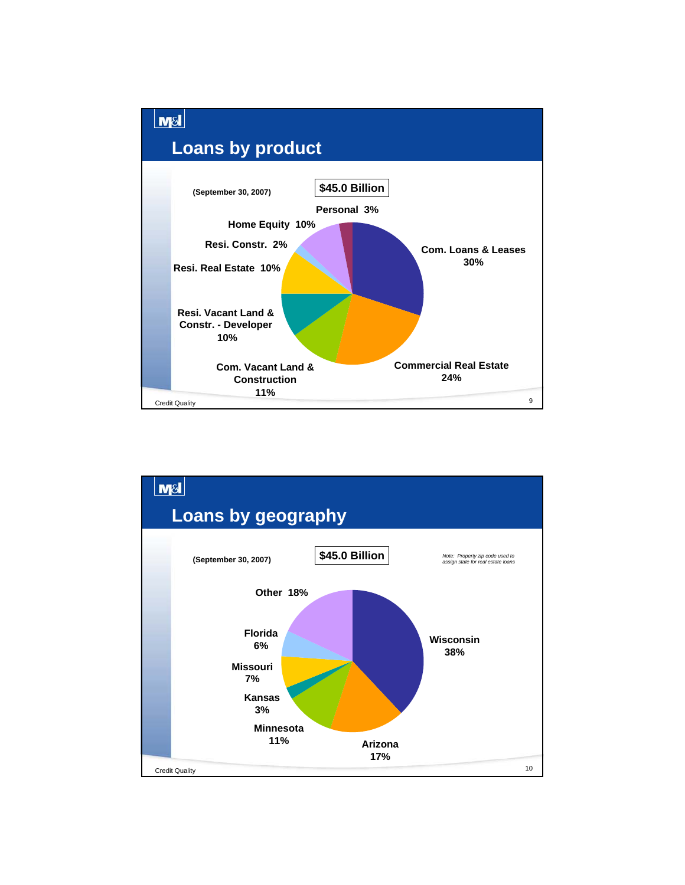## Loans by product

(September 30, 2007)

**$45.0 Billion**

| Product | Share |
|---|---|
| Com. Loans & Leases | 30% |
| Commercial Real Estate | 24% |
| Com. Vacant Land & Construction | 11% |
| Resi. Vacant Land & Constr. - Developer | 10% |
| Resi. Real Estate | 10% |
| Resi. Constr. | 2% |
| Home Equity | 10% |
| Personal | 3% |

Credit Quality

## Loans by geography

(September 30, 2007)

**$45.0 Billion**

*Note: Property zip code used to assign state for real estate loans*

| State | Share |
|---|---|
| Wisconsin | 38% |
| Arizona | 17% |
| Minnesota | 11% |
| Kansas | 3% |
| Missouri | 7% |
| Florida | 6% |
| Other | 18% |

Credit Quality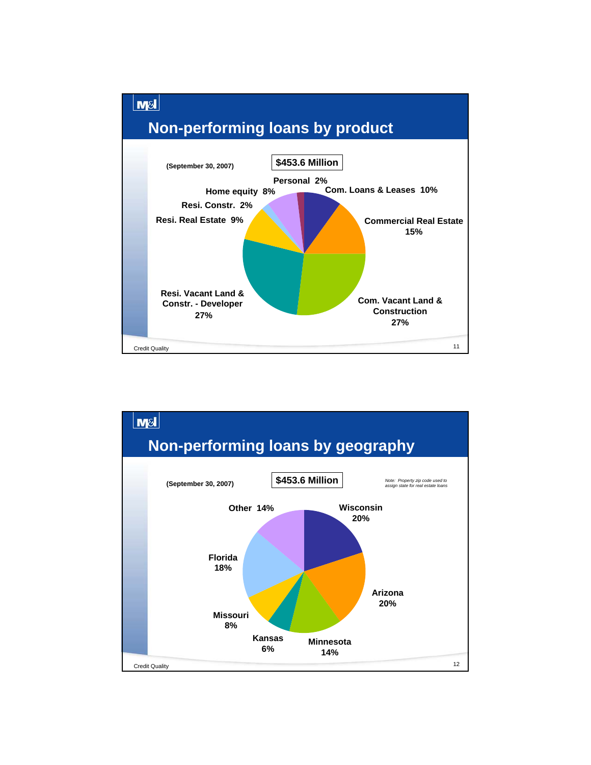# Non-performing loans by product

(September 30, 2007)

**$453.6 Million**

| Product | Share |
|---|---|
| Personal | 2% |
| Com. Loans & Leases | 10% |
| Commercial Real Estate | 15% |
| Com. Vacant Land & Construction | 27% |
| Resi. Vacant Land & Constr. - Developer | 27% |
| Resi. Real Estate | 9% |
| Resi. Constr. | 2% |
| Home equity | 8% |

Credit Quality

# Non-performing loans by geography

(September 30, 2007)

**$453.6 Million**

*Note: Property zip code used to assign state for real estate loans*

| Geography | Share |
|---|---|
| Wisconsin | 20% |
| Arizona | 20% |
| Minnesota | 14% |
| Kansas | 6% |
| Missouri | 8% |
| Florida | 18% |
| Other | 14% |

Credit Quality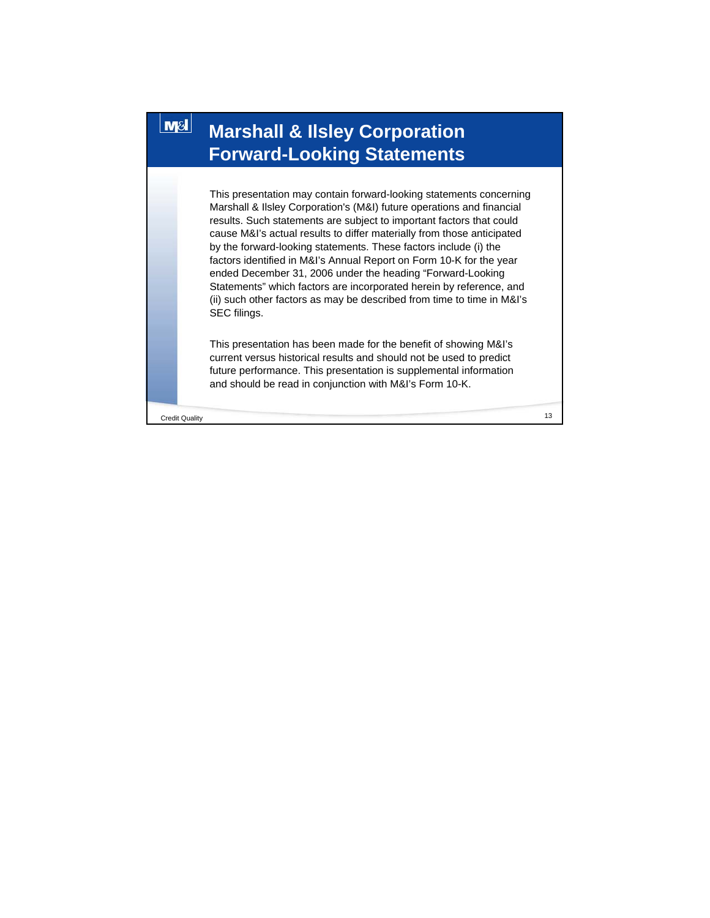# Marshall & Ilsley Corporation Forward-Looking Statements

This presentation may contain forward-looking statements concerning Marshall & Ilsley Corporation's (M&I) future operations and financial results. Such statements are subject to important factors that could cause M&I's actual results to differ materially from those anticipated by the forward-looking statements. These factors include (i) the factors identified in M&I's Annual Report on Form 10-K for the year ended December 31, 2006 under the heading "Forward-Looking Statements" which factors are incorporated herein by reference, and (ii) such other factors as may be described from time to time in M&I's SEC filings.

This presentation has been made for the benefit of showing M&I's current versus historical results and should not be used to predict future performance. This presentation is supplemental information and should be read in conjunction with M&I's Form 10-K.